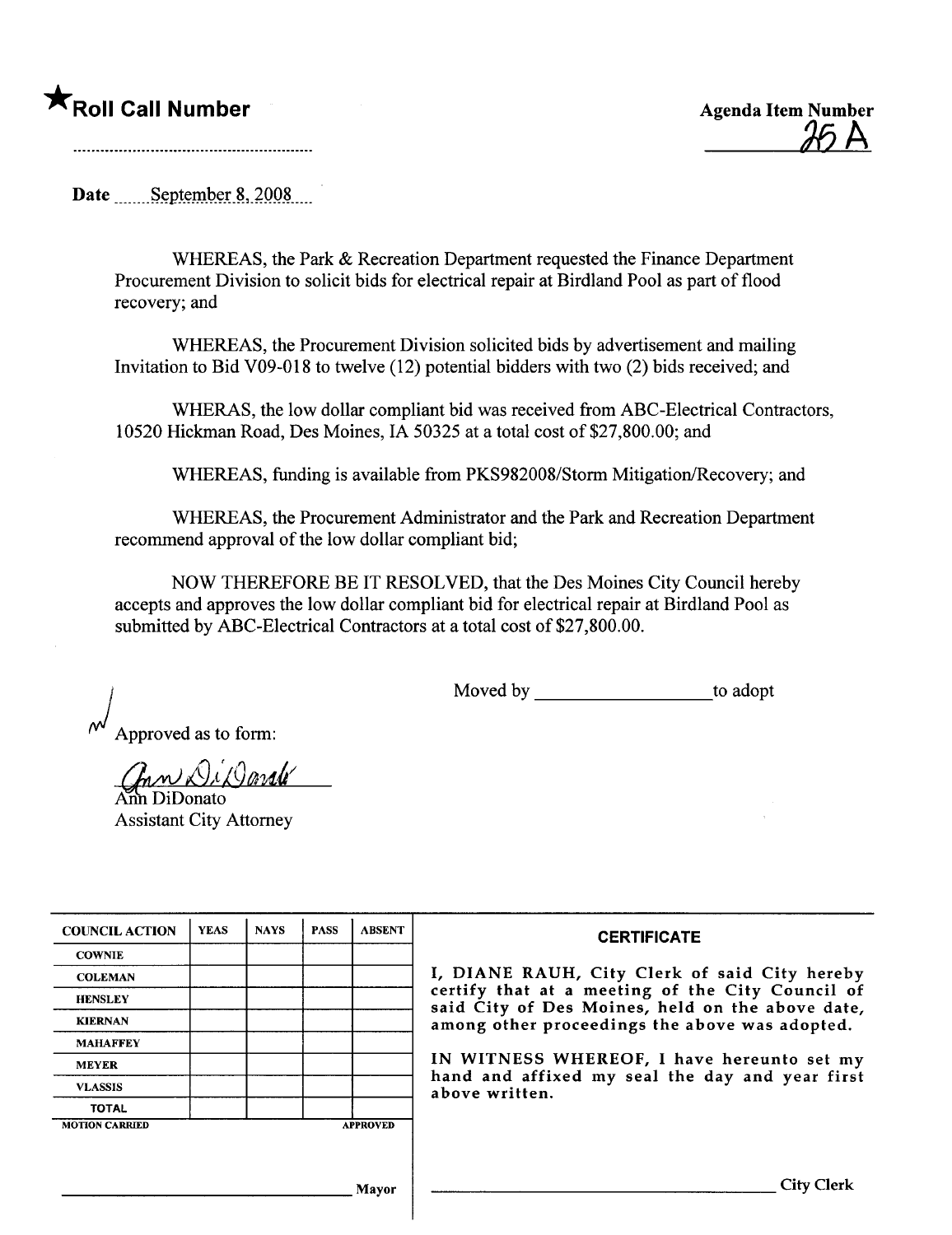★**Roll Call Number**

..........................................................

**Agenda Item Number**
25 A

Date September 8, 2008

WHEREAS, the Park & Recreation Department requested the Finance Department Procurement Division to solicit bids for electrical repair at Birdland Pool as part of flood recovery; and

WHEREAS, the Procurement Division solicited bids by advertisement and mailing Invitation to Bid V09-018 to twelve (12) potential bidders with two (2) bids received; and

WHERAS, the low dollar compliant bid was received from ABC-Electrical Contractors, 10520 Hickman Road, Des Moines, IA 50325 at a total cost of $27,800.00; and

WHEREAS, funding is available from PKS982008/Storm Mitigation/Recovery; and

WHEREAS, the Procurement Administrator and the Park and Recreation Department recommend approval of the low dollar compliant bid;

NOW THEREFORE BE IT RESOLVED, that the Des Moines City Council hereby accepts and approves the low dollar compliant bid for electrical repair at Birdland Pool as submitted by ABC-Electrical Contractors at a total cost of $27,800.00.

Moved by ___________________ to adopt

Approved as to form:

Ann DiDonato
Assistant City Attorney

| COUNCIL ACTION | YEAS | NAYS | PASS | ABSENT |
|---|---|---|---|---|
| COWNIE | | | | |
| COLEMAN | | | | |
| HENSLEY | | | | |
| KIERNAN | | | | |
| MAHAFFEY | | | | |
| MEYER | | | | |
| VLASSIS | | | | |
| TOTAL | | | | |
| MOTION CARRIED | | | | APPROVED |

_______________________________ Mayor

**CERTIFICATE**

I, DIANE RAUH, City Clerk of said City hereby certify that at a meeting of the City Council of said City of Des Moines, held on the above date, among other proceedings the above was adopted.

IN WITNESS WHEREOF, I have hereunto set my hand and affixed my seal the day and year first above written.

_______________________________ City Clerk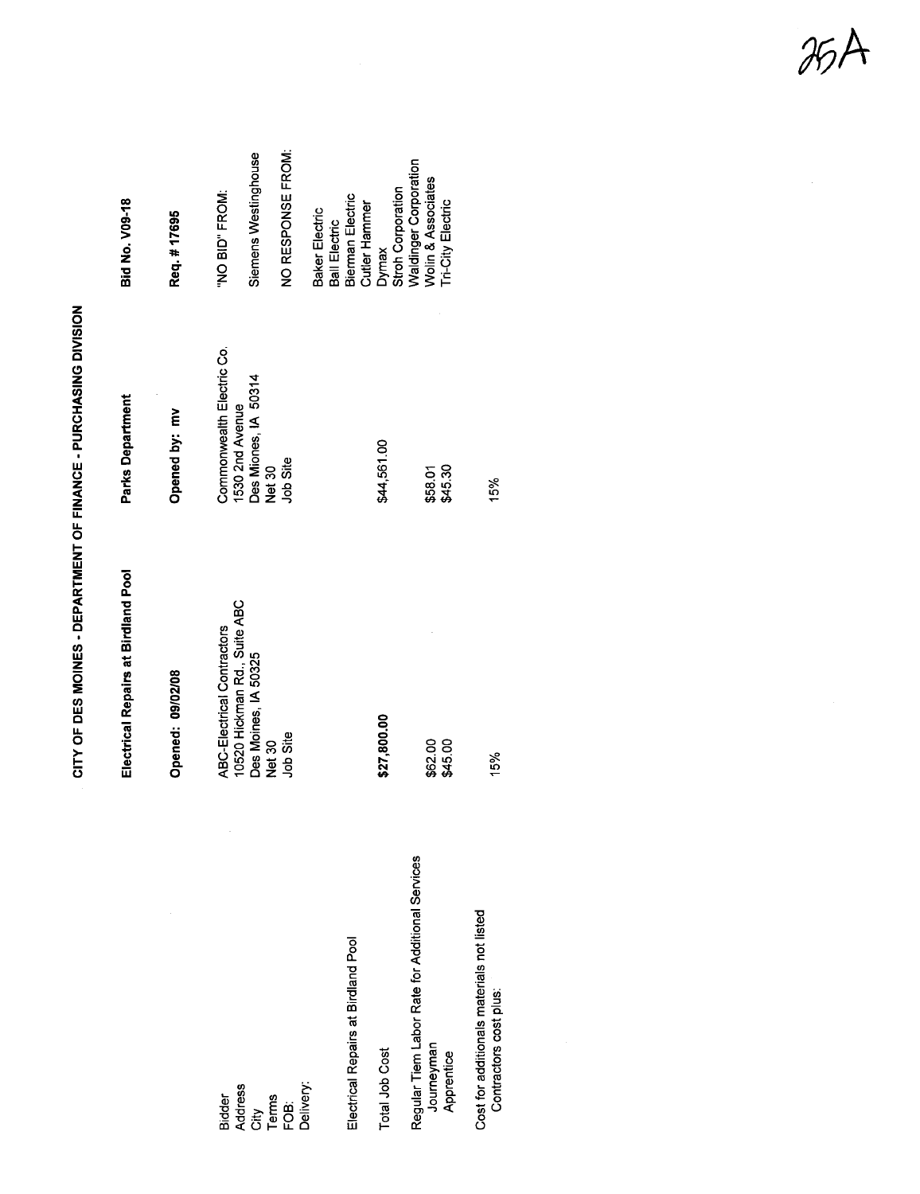# CITY OF DES MOINES - DEPARTMENT OF FINANCE - PURCHASING DIVISION

25A

| | | | |
|---|---|---|---|
| | **Electrical Repairs at Birdland Pool** | **Parks Department** | **Bid No. V09-18** |
| | **Opened: 09/02/08** | **Opened by: mv** | **Req. # 17695** |
| Bidder | ABC-Electrical Contractors | Commonwealth Electric Co. | "NO BID" FROM: |
| Address | 10520 Hickman Rd., Suite ABC | 1530 2nd Avenue | Siemens Westinghouse |
| City | Des Moines, IA 50325 | Des Miones, IA 50314 | |
| Terms | Net 30 | Net 30 | NO RESPONSE FROM: |
| FOB: | Job Site | Job Site | |
| Delivery: | | | |
| Electrical Repairs at Birdland Pool | | | Baker Electric |
| | | | Ball Electric |
| Total Job Cost | **$27,800.00** | $44,561.00 | Bierman Electric |
| | | | Cutler Hammer |
| Regular Tiem Labor Rate for Additional Services | | | Dymax |
| Journeyman | $62.00 | $58.01 | Stroh Corporation |
| Apprentice | $45.00 | $45.30 | Waldinger Corporation |
| | | | Wolin & Associates |
| Cost for additionals materials not listed Contractors cost plus: | 15% | 15% | Tri-City Electric |